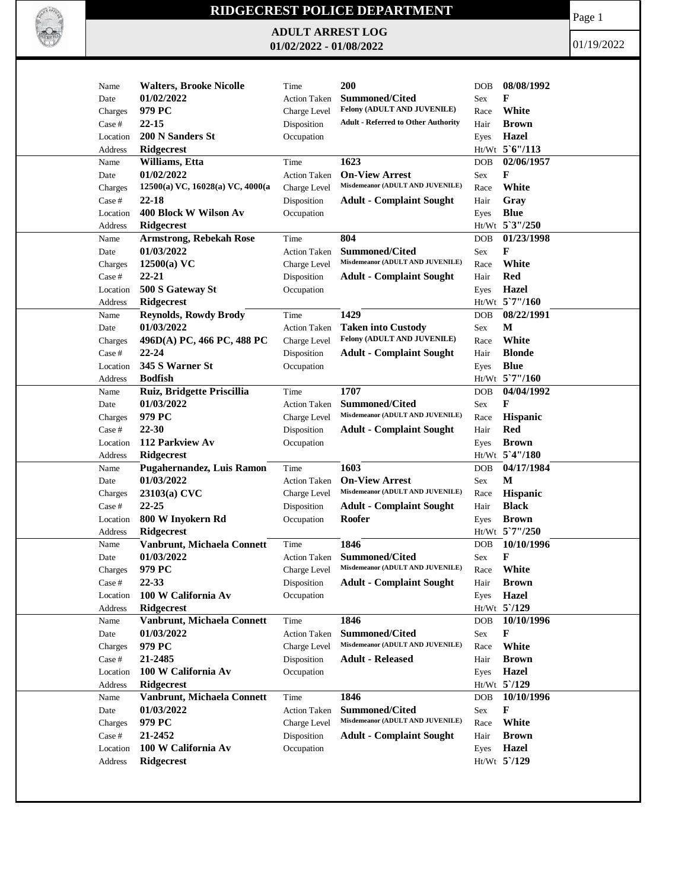# RIDGECREST POLICE DEPARTMENT

## ADULT ARREST LOG

**01/02/2022 - 01/08/2022**

01/19/2022

| Field | Value | Field | Value | Field | Value |
|---|---|---|---|---|---|
| Name | **Walters, Brooke Nicolle** | Time | **200** | DOB | **08/08/1992** |
| Date | **01/02/2022** | Action Taken | **Summoned/Cited** | Sex | **F** |
| Charges | **979 PC** | Charge Level | **Felony (ADULT AND JUVENILE)** | Race | **White** |
| Case # | **22-15** | Disposition | **Adult - Referred to Other Authority** | Hair | **Brown** |
| Location | **200 N Sanders St** | Occupation | | Eyes | **Hazel** |
| Address | **Ridgecrest** | | | Ht/Wt | **5`6"/113** |

| Field | Value | Field | Value | Field | Value |
|---|---|---|---|---|---|
| Name | **Williams, Etta** | Time | **1623** | DOB | **02/06/1957** |
| Date | **01/02/2022** | Action Taken | **On-View Arrest** | Sex | **F** |
| Charges | **12500(a) VC, 16028(a) VC, 4000(a** | Charge Level | **Misdemeanor (ADULT AND JUVENILE)** | Race | **White** |
| Case # | **22-18** | Disposition | **Adult - Complaint Sought** | Hair | **Gray** |
| Location | **400 Block W Wilson Av** | Occupation | | Eyes | **Blue** |
| Address | **Ridgecrest** | | | Ht/Wt | **5`3"/250** |

| Field | Value | Field | Value | Field | Value |
|---|---|---|---|---|---|
| Name | **Armstrong, Rebekah Rose** | Time | **804** | DOB | **01/23/1998** |
| Date | **01/03/2022** | Action Taken | **Summoned/Cited** | Sex | **F** |
| Charges | **12500(a) VC** | Charge Level | **Misdemeanor (ADULT AND JUVENILE)** | Race | **White** |
| Case # | **22-21** | Disposition | **Adult - Complaint Sought** | Hair | **Red** |
| Location | **500 S Gateway St** | Occupation | | Eyes | **Hazel** |
| Address | **Ridgecrest** | | | Ht/Wt | **5`7"/160** |

| Field | Value | Field | Value | Field | Value |
|---|---|---|---|---|---|
| Name | **Reynolds, Rowdy Brody** | Time | **1429** | DOB | **08/22/1991** |
| Date | **01/03/2022** | Action Taken | **Taken into Custody** | Sex | **M** |
| Charges | **496D(A) PC, 466 PC, 488 PC** | Charge Level | **Felony (ADULT AND JUVENILE)** | Race | **White** |
| Case # | **22-24** | Disposition | **Adult - Complaint Sought** | Hair | **Blonde** |
| Location | **345 S Warner St** | Occupation | | Eyes | **Blue** |
| Address | **Bodfish** | | | Ht/Wt | **5`7"/160** |

| Field | Value | Field | Value | Field | Value |
|---|---|---|---|---|---|
| Name | **Ruiz, Bridgette Priscillia** | Time | **1707** | DOB | **04/04/1992** |
| Date | **01/03/2022** | Action Taken | **Summoned/Cited** | Sex | **F** |
| Charges | **979 PC** | Charge Level | **Misdemeanor (ADULT AND JUVENILE)** | Race | **Hispanic** |
| Case # | **22-30** | Disposition | **Adult - Complaint Sought** | Hair | **Red** |
| Location | **112 Parkview Av** | Occupation | | Eyes | **Brown** |
| Address | **Ridgecrest** | | | Ht/Wt | **5`4"/180** |

| Field | Value | Field | Value | Field | Value |
|---|---|---|---|---|---|
| Name | **Pugahernandez, Luis Ramon** | Time | **1603** | DOB | **04/17/1984** |
| Date | **01/03/2022** | Action Taken | **On-View Arrest** | Sex | **M** |
| Charges | **23103(a) CVC** | Charge Level | **Misdemeanor (ADULT AND JUVENILE)** | Race | **Hispanic** |
| Case # | **22-25** | Disposition | **Adult - Complaint Sought** | Hair | **Black** |
| Location | **800 W Inyokern Rd** | Occupation | **Roofer** | Eyes | **Brown** |
| Address | **Ridgecrest** | | | Ht/Wt | **5`7"/250** |

| Field | Value | Field | Value | Field | Value |
|---|---|---|---|---|---|
| Name | **Vanbrunt, Michaela Connett** | Time | **1846** | DOB | **10/10/1996** |
| Date | **01/03/2022** | Action Taken | **Summoned/Cited** | Sex | **F** |
| Charges | **979 PC** | Charge Level | **Misdemeanor (ADULT AND JUVENILE)** | Race | **White** |
| Case # | **22-33** | Disposition | **Adult - Complaint Sought** | Hair | **Brown** |
| Location | **100 W California Av** | Occupation | | Eyes | **Hazel** |
| Address | **Ridgecrest** | | | Ht/Wt | **5`/129** |

| Field | Value | Field | Value | Field | Value |
|---|---|---|---|---|---|
| Name | **Vanbrunt, Michaela Connett** | Time | **1846** | DOB | **10/10/1996** |
| Date | **01/03/2022** | Action Taken | **Summoned/Cited** | Sex | **F** |
| Charges | **979 PC** | Charge Level | **Misdemeanor (ADULT AND JUVENILE)** | Race | **White** |
| Case # | **21-2485** | Disposition | **Adult - Released** | Hair | **Brown** |
| Location | **100 W California Av** | Occupation | | Eyes | **Hazel** |
| Address | **Ridgecrest** | | | Ht/Wt | **5`/129** |

| Field | Value | Field | Value | Field | Value |
|---|---|---|---|---|---|
| Name | **Vanbrunt, Michaela Connett** | Time | **1846** | DOB | **10/10/1996** |
| Date | **01/03/2022** | Action Taken | **Summoned/Cited** | Sex | **F** |
| Charges | **979 PC** | Charge Level | **Misdemeanor (ADULT AND JUVENILE)** | Race | **White** |
| Case # | **21-2452** | Disposition | **Adult - Complaint Sought** | Hair | **Brown** |
| Location | **100 W California Av** | Occupation | | Eyes | **Hazel** |
| Address | **Ridgecrest** | | | Ht/Wt | **5`/129** |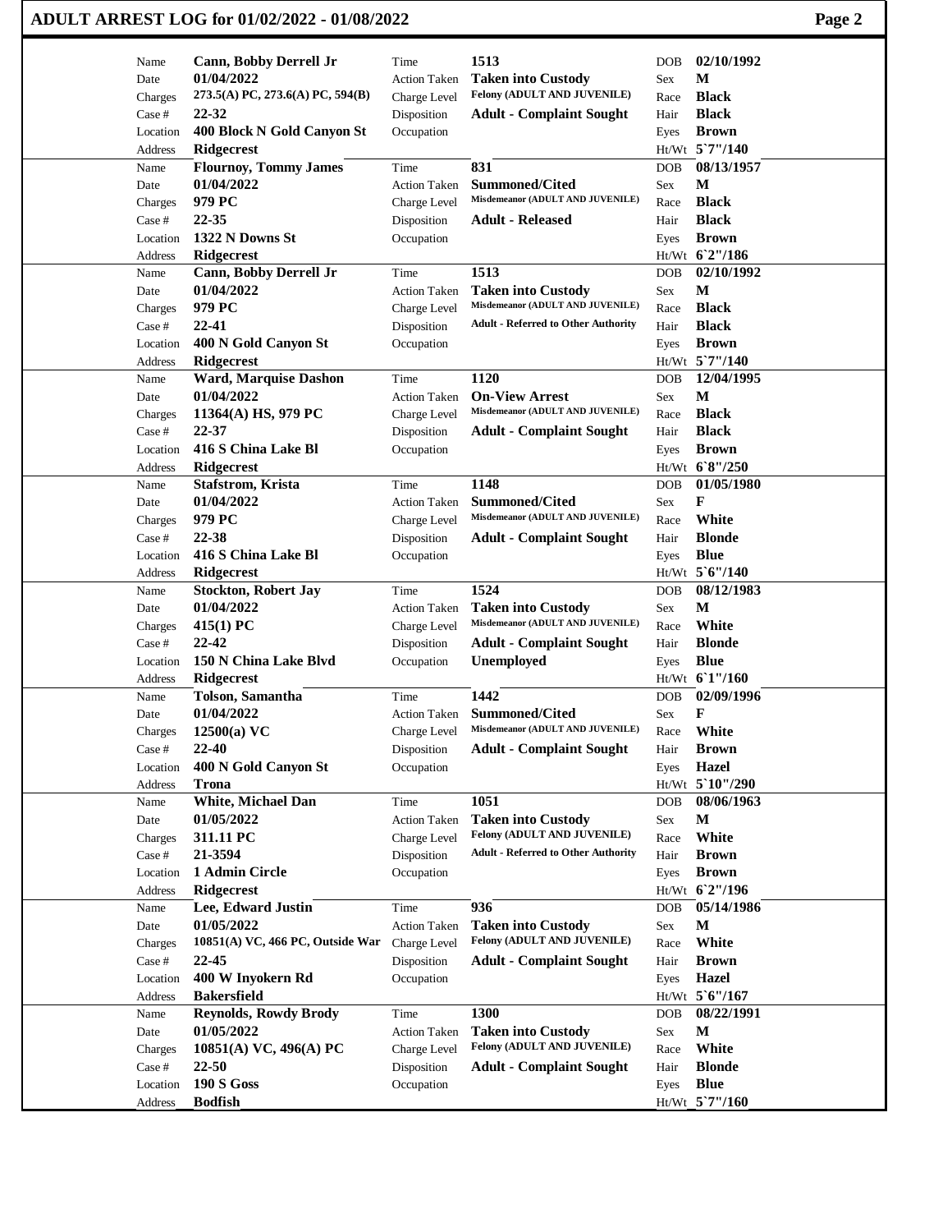## ADULT ARREST LOG for 01/02/2022 - 01/08/2022

| Name | Cann, Bobby Derrell Jr | Time | 1513 | DOB | 02/10/1992 |
|---|---|---|---|---|---|
| Date | 01/04/2022 | Action Taken | Taken into Custody | Sex | M |
| Charges | 273.5(A) PC, 273.6(A) PC, 594(B) | Charge Level | Felony (ADULT AND JUVENILE) | Race | Black |
| Case # | 22-32 | Disposition | Adult - Complaint Sought | Hair | Black |
| Location | 400 Block N Gold Canyon St | Occupation | | Eyes | Brown |
| Address | Ridgecrest | | | Ht/Wt | 5`7"/140 |
| Name | Flournoy, Tommy James | Time | 831 | DOB | 08/13/1957 |
| Date | 01/04/2022 | Action Taken | Summoned/Cited | Sex | M |
| Charges | 979 PC | Charge Level | Misdemeanor (ADULT AND JUVENILE) | Race | Black |
| Case # | 22-35 | Disposition | Adult - Released | Hair | Black |
| Location | 1322 N Downs St | Occupation | | Eyes | Brown |
| Address | Ridgecrest | | | Ht/Wt | 6`2"/186 |
| Name | Cann, Bobby Derrell Jr | Time | 1513 | DOB | 02/10/1992 |
| Date | 01/04/2022 | Action Taken | Taken into Custody | Sex | M |
| Charges | 979 PC | Charge Level | Misdemeanor (ADULT AND JUVENILE) | Race | Black |
| Case # | 22-41 | Disposition | Adult - Referred to Other Authority | Hair | Black |
| Location | 400 N Gold Canyon St | Occupation | | Eyes | Brown |
| Address | Ridgecrest | | | Ht/Wt | 5`7"/140 |
| Name | Ward, Marquise Dashon | Time | 1120 | DOB | 12/04/1995 |
| Date | 01/04/2022 | Action Taken | On-View Arrest | Sex | M |
| Charges | 11364(A) HS, 979 PC | Charge Level | Misdemeanor (ADULT AND JUVENILE) | Race | Black |
| Case # | 22-37 | Disposition | Adult - Complaint Sought | Hair | Black |
| Location | 416 S China Lake Bl | Occupation | | Eyes | Brown |
| Address | Ridgecrest | | | Ht/Wt | 6`8"/250 |
| Name | Stafstrom, Krista | Time | 1148 | DOB | 01/05/1980 |
| Date | 01/04/2022 | Action Taken | Summoned/Cited | Sex | F |
| Charges | 979 PC | Charge Level | Misdemeanor (ADULT AND JUVENILE) | Race | White |
| Case # | 22-38 | Disposition | Adult - Complaint Sought | Hair | Blonde |
| Location | 416 S China Lake Bl | Occupation | | Eyes | Blue |
| Address | Ridgecrest | | | Ht/Wt | 5`6"/140 |
| Name | Stockton, Robert Jay | Time | 1524 | DOB | 08/12/1983 |
| Date | 01/04/2022 | Action Taken | Taken into Custody | Sex | M |
| Charges | 415(1) PC | Charge Level | Misdemeanor (ADULT AND JUVENILE) | Race | White |
| Case # | 22-42 | Disposition | Adult - Complaint Sought | Hair | Blonde |
| Location | 150 N China Lake Blvd | Occupation | Unemployed | Eyes | Blue |
| Address | Ridgecrest | | | Ht/Wt | 6`1"/160 |
| Name | Tolson, Samantha | Time | 1442 | DOB | 02/09/1996 |
| Date | 01/04/2022 | Action Taken | Summoned/Cited | Sex | F |
| Charges | 12500(a) VC | Charge Level | Misdemeanor (ADULT AND JUVENILE) | Race | White |
| Case # | 22-40 | Disposition | Adult - Complaint Sought | Hair | Brown |
| Location | 400 N Gold Canyon St | Occupation | | Eyes | Hazel |
| Address | Trona | | | Ht/Wt | 5`10"/290 |
| Name | White, Michael Dan | Time | 1051 | DOB | 08/06/1963 |
| Date | 01/05/2022 | Action Taken | Taken into Custody | Sex | M |
| Charges | 311.11 PC | Charge Level | Felony (ADULT AND JUVENILE) | Race | White |
| Case # | 21-3594 | Disposition | Adult - Referred to Other Authority | Hair | Brown |
| Location | 1 Admin Circle | Occupation | | Eyes | Brown |
| Address | Ridgecrest | | | Ht/Wt | 6`2"/196 |
| Name | Lee, Edward Justin | Time | 936 | DOB | 05/14/1986 |
| Date | 01/05/2022 | Action Taken | Taken into Custody | Sex | M |
| Charges | 10851(A) VC, 466 PC, Outside War | Charge Level | Felony (ADULT AND JUVENILE) | Race | White |
| Case # | 22-45 | Disposition | Adult - Complaint Sought | Hair | Brown |
| Location | 400 W Inyokern Rd | Occupation | | Eyes | Hazel |
| Address | Bakersfield | | | Ht/Wt | 5`6"/167 |
| Name | Reynolds, Rowdy Brody | Time | 1300 | DOB | 08/22/1991 |
| Date | 01/05/2022 | Action Taken | Taken into Custody | Sex | M |
| Charges | 10851(A) VC, 496(A) PC | Charge Level | Felony (ADULT AND JUVENILE) | Race | White |
| Case # | 22-50 | Disposition | Adult - Complaint Sought | Hair | Blonde |
| Location | 190 S Goss | Occupation | | Eyes | Blue |
| Address | Bodfish | | | Ht/Wt | 5`7"/160 |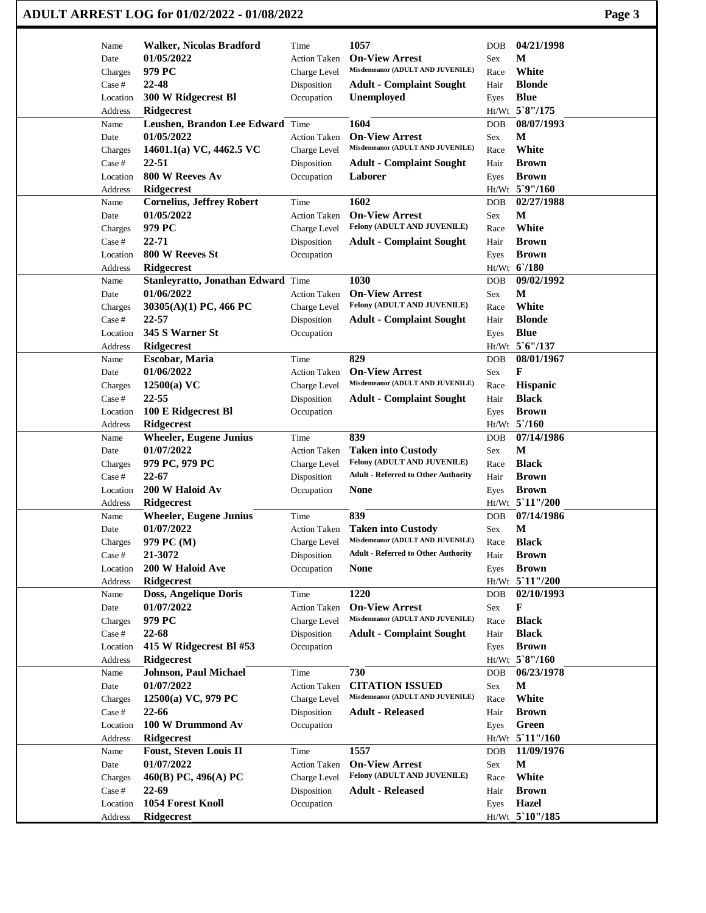# ADULT ARREST LOG for 01/02/2022 - 01/08/2022

| Name | Walker, Nicolas Bradford | Time | 1057 | DOB | 04/21/1998 |
|---|---|---|---|---|---|
| Date | 01/05/2022 | Action Taken | On-View Arrest | Sex | M |
| Charges | 979 PC | Charge Level | Misdemeanor (ADULT AND JUVENILE) | Race | White |
| Case # | 22-48 | Disposition | Adult - Complaint Sought | Hair | Blonde |
| Location | 300 W Ridgecrest Bl | Occupation | Unemployed | Eyes | Blue |
| Address | Ridgecrest | | | Ht/Wt | 5`8"/175 |

| Name | Leushen, Brandon Lee Edward | Time | 1604 | DOB | 08/07/1993 |
|---|---|---|---|---|---|
| Date | 01/05/2022 | Action Taken | On-View Arrest | Sex | M |
| Charges | 14601.1(a) VC, 4462.5 VC | Charge Level | Misdemeanor (ADULT AND JUVENILE) | Race | White |
| Case # | 22-51 | Disposition | Adult - Complaint Sought | Hair | Brown |
| Location | 800 W Reeves Av | Occupation | Laborer | Eyes | Brown |
| Address | Ridgecrest | | | Ht/Wt | 5`9"/160 |

| Name | Cornelius, Jeffrey Robert | Time | 1602 | DOB | 02/27/1988 |
|---|---|---|---|---|---|
| Date | 01/05/2022 | Action Taken | On-View Arrest | Sex | M |
| Charges | 979 PC | Charge Level | Felony (ADULT AND JUVENILE) | Race | White |
| Case # | 22-71 | Disposition | Adult - Complaint Sought | Hair | Brown |
| Location | 800 W Reeves St | Occupation | | Eyes | Brown |
| Address | Ridgecrest | | | Ht/Wt | 6`/180 |

| Name | Stanleyratto, Jonathan Edward | Time | 1030 | DOB | 09/02/1992 |
|---|---|---|---|---|---|
| Date | 01/06/2022 | Action Taken | On-View Arrest | Sex | M |
| Charges | 30305(A)(1) PC, 466 PC | Charge Level | Felony (ADULT AND JUVENILE) | Race | White |
| Case # | 22-57 | Disposition | Adult - Complaint Sought | Hair | Blonde |
| Location | 345 S Warner St | Occupation | | Eyes | Blue |
| Address | Ridgecrest | | | Ht/Wt | 5`6"/137 |

| Name | Escobar, Maria | Time | 829 | DOB | 08/01/1967 |
|---|---|---|---|---|---|
| Date | 01/06/2022 | Action Taken | On-View Arrest | Sex | F |
| Charges | 12500(a) VC | Charge Level | Misdemeanor (ADULT AND JUVENILE) | Race | Hispanic |
| Case # | 22-55 | Disposition | Adult - Complaint Sought | Hair | Black |
| Location | 100 E Ridgecrest Bl | Occupation | | Eyes | Brown |
| Address | Ridgecrest | | | Ht/Wt | 5`/160 |

| Name | Wheeler, Eugene Junius | Time | 839 | DOB | 07/14/1986 |
|---|---|---|---|---|---|
| Date | 01/07/2022 | Action Taken | Taken into Custody | Sex | M |
| Charges | 979 PC, 979 PC | Charge Level | Felony (ADULT AND JUVENILE) | Race | Black |
| Case # | 22-67 | Disposition | Adult - Referred to Other Authority | Hair | Brown |
| Location | 200 W Haloid Av | Occupation | None | Eyes | Brown |
| Address | Ridgecrest | | | Ht/Wt | 5`11"/200 |

| Name | Wheeler, Eugene Junius | Time | 839 | DOB | 07/14/1986 |
|---|---|---|---|---|---|
| Date | 01/07/2022 | Action Taken | Taken into Custody | Sex | M |
| Charges | 979 PC (M) | Charge Level | Misdemeanor (ADULT AND JUVENILE) | Race | Black |
| Case # | 21-3072 | Disposition | Adult - Referred to Other Authority | Hair | Brown |
| Location | 200 W Haloid Ave | Occupation | None | Eyes | Brown |
| Address | Ridgecrest | | | Ht/Wt | 5`11"/200 |

| Name | Doss, Angelique Doris | Time | 1220 | DOB | 02/10/1993 |
|---|---|---|---|---|---|
| Date | 01/07/2022 | Action Taken | On-View Arrest | Sex | F |
| Charges | 979 PC | Charge Level | Misdemeanor (ADULT AND JUVENILE) | Race | Black |
| Case # | 22-68 | Disposition | Adult - Complaint Sought | Hair | Black |
| Location | 415 W Ridgecrest Bl #53 | Occupation | | Eyes | Brown |
| Address | Ridgecrest | | | Ht/Wt | 5`8"/160 |

| Name | Johnson, Paul Michael | Time | 730 | DOB | 06/23/1978 |
|---|---|---|---|---|---|
| Date | 01/07/2022 | Action Taken | CITATION ISSUED | Sex | M |
| Charges | 12500(a) VC, 979 PC | Charge Level | Misdemeanor (ADULT AND JUVENILE) | Race | White |
| Case # | 22-66 | Disposition | Adult - Released | Hair | Brown |
| Location | 100 W Drummond Av | Occupation | | Eyes | Green |
| Address | Ridgecrest | | | Ht/Wt | 5`11"/160 |

| Name | Foust, Steven Louis II | Time | 1557 | DOB | 11/09/1976 |
|---|---|---|---|---|---|
| Date | 01/07/2022 | Action Taken | On-View Arrest | Sex | M |
| Charges | 460(B) PC, 496(A) PC | Charge Level | Felony (ADULT AND JUVENILE) | Race | White |
| Case # | 22-69 | Disposition | Adult - Released | Hair | Brown |
| Location | 1054 Forest Knoll | Occupation | | Eyes | Hazel |
| Address | Ridgecrest | | | Ht/Wt | 5`10"/185 |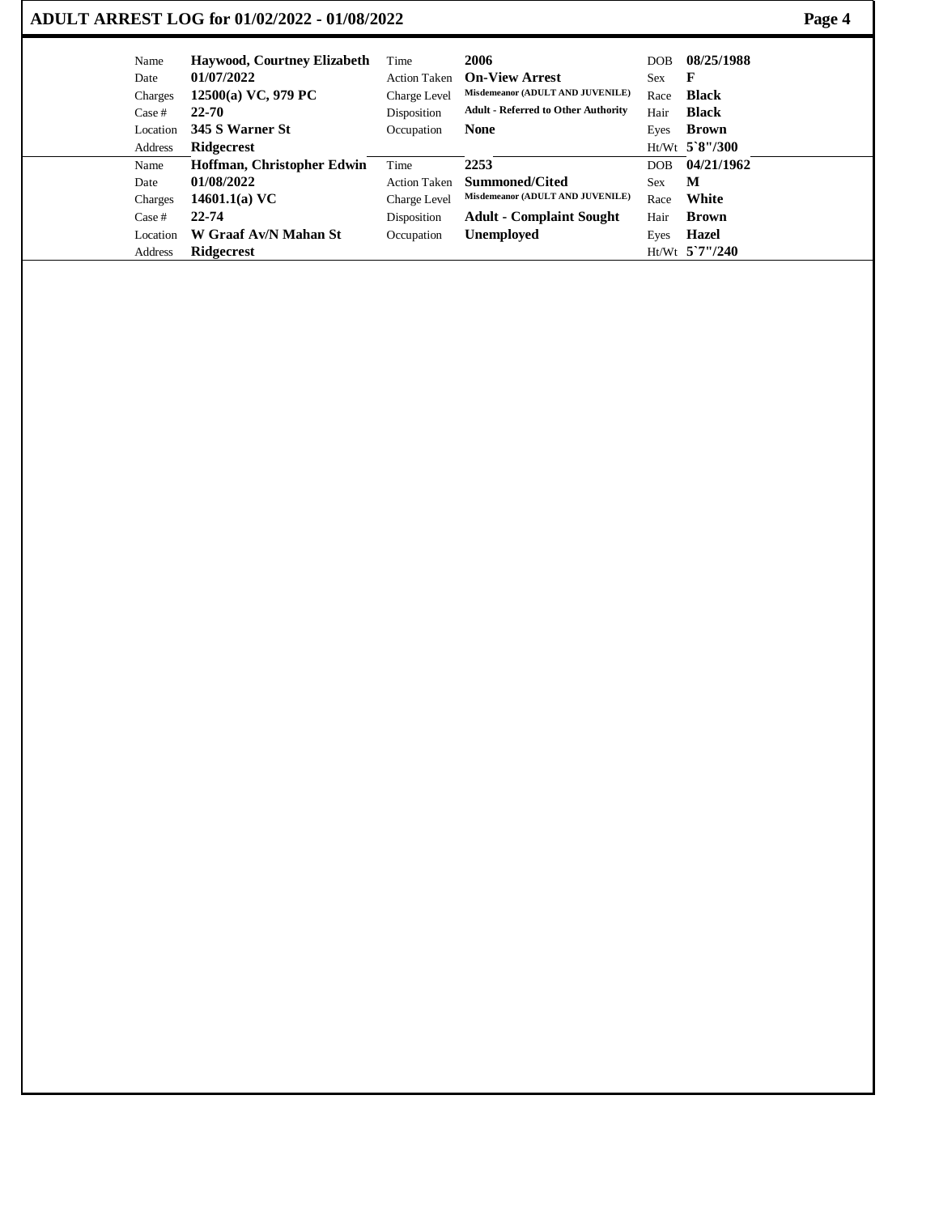# ADULT ARREST LOG for 01/02/2022 - 01/08/2022

| | | | | | |
|---|---|---|---|---|---|
| Name | **Haywood, Courtney Elizabeth** | Time | **2006** | DOB | **08/25/1988** |
| Date | **01/07/2022** | Action Taken | **On-View Arrest** | Sex | **F** |
| Charges | **12500(a) VC, 979 PC** | Charge Level | **Misdemeanor (ADULT AND JUVENILE)** | Race | **Black** |
| Case # | **22-70** | Disposition | **Adult - Referred to Other Authority** | Hair | **Black** |
| Location | **345 S Warner St** | Occupation | **None** | Eyes | **Brown** |
| Address | **Ridgecrest** | | | Ht/Wt | **5`8"/300** |
| Name | **Hoffman, Christopher Edwin** | Time | **2253** | DOB | **04/21/1962** |
| Date | **01/08/2022** | Action Taken | **Summoned/Cited** | Sex | **M** |
| Charges | **14601.1(a) VC** | Charge Level | **Misdemeanor (ADULT AND JUVENILE)** | Race | **White** |
| Case # | **22-74** | Disposition | **Adult - Complaint Sought** | Hair | **Brown** |
| Location | **W Graaf Av/N Mahan St** | Occupation | **Unemployed** | Eyes | **Hazel** |
| Address | **Ridgecrest** | | | Ht/Wt | **5`7"/240** |